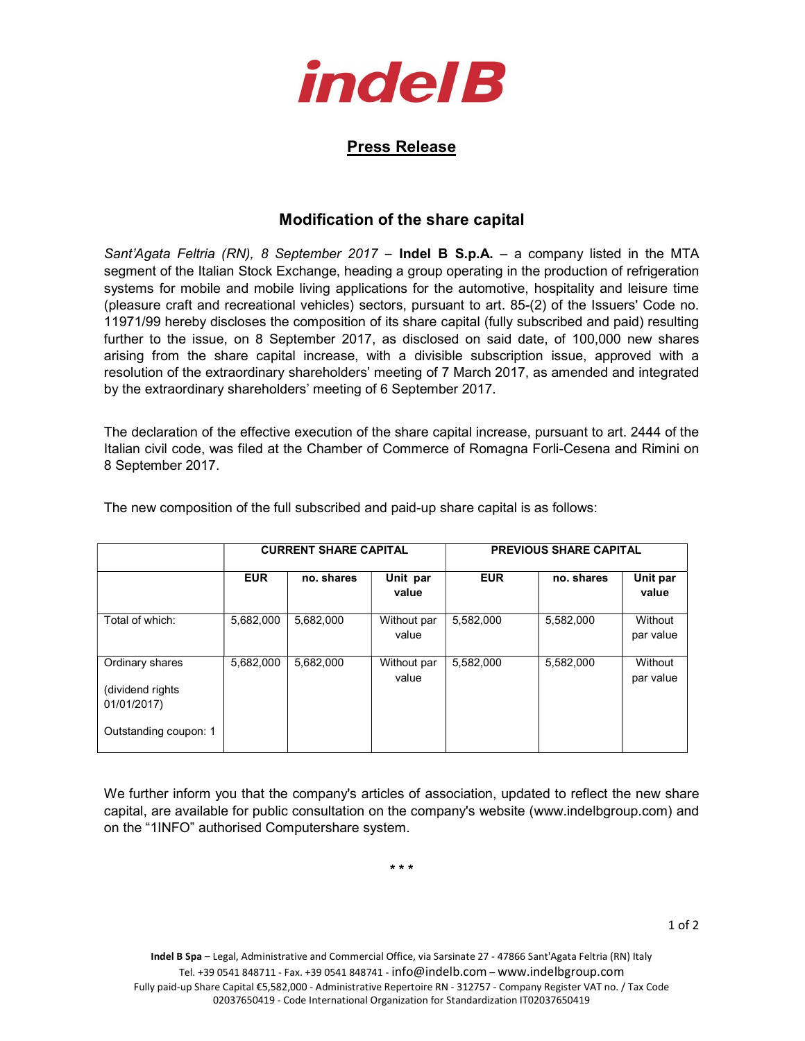indel B

## Press Release

### Modification of the share capital

*Sant'Agata Feltria (RN), 8 September 2017* – **Indel B S.p.A.** – a company listed in the MTA segment of the Italian Stock Exchange, heading a group operating in the production of refrigeration systems for mobile and mobile living applications for the automotive, hospitality and leisure time (pleasure craft and recreational vehicles) sectors, pursuant to art. 85-(2) of the Issuers' Code no. 11971/99 hereby discloses the composition of its share capital (fully subscribed and paid) resulting further to the issue, on 8 September 2017, as disclosed on said date, of 100,000 new shares arising from the share capital increase, with a divisible subscription issue, approved with a resolution of the extraordinary shareholders' meeting of 7 March 2017, as amended and integrated by the extraordinary shareholders' meeting of 6 September 2017.

The declaration of the effective execution of the share capital increase, pursuant to art. 2444 of the Italian civil code, was filed at the Chamber of Commerce of Romagna Forlì-Cesena and Rimini on 8 September 2017.

The new composition of the full subscribed and paid-up share capital is as follows:

| | **CURRENT SHARE CAPITAL** | | | **PREVIOUS SHARE CAPITAL** | | |
|---|---|---|---|---|---|---|
| | **EUR** | **no. shares** | **Unit par value** | **EUR** | **no. shares** | **Unit par value** |
| Total of which: | 5,682,000 | 5,682,000 | Without par value | 5,582,000 | 5,582,000 | Without par value |
| Ordinary shares (dividend rights 01/01/2017) Outstanding coupon: 1 | 5,682,000 | 5,682,000 | Without par value | 5,582,000 | 5,582,000 | Without par value |

We further inform you that the company's articles of association, updated to reflect the new share capital, are available for public consultation on the company's website (www.indelbgroup.com) and on the "1INFO" authorised Computershare system.

\* \* \*

**Indel B Spa** – Legal, Administrative and Commercial Office, via Sarsinate 27 - 47866 Sant'Agata Feltria (RN) Italy
Tel. +39 0541 848711 - Fax. +39 0541 848741 - info@indelb.com – www.indelbgroup.com
Fully paid-up Share Capital €5,582,000 - Administrative Repertoire RN - 312757 - Company Register VAT no. / Tax Code 02037650419 - Code International Organization for Standardization IT02037650419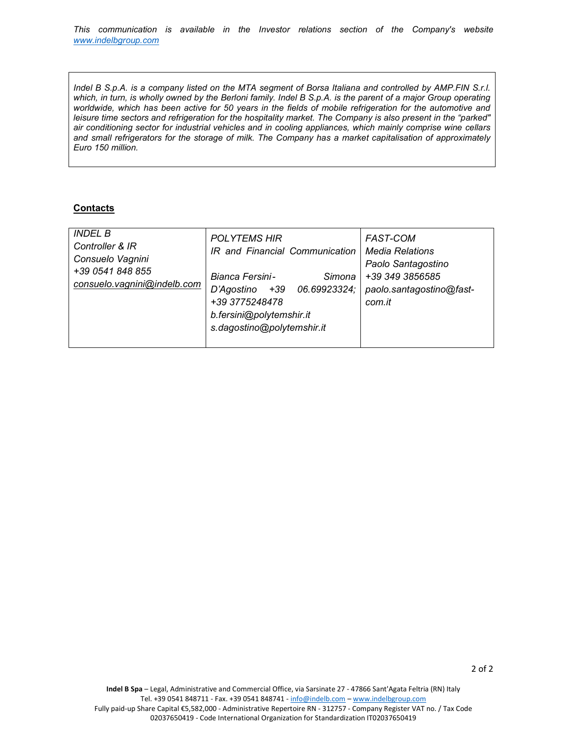*This communication is available in the Investor relations section of the Company's website [www.indelbgroup.com](http://www.indelbgroup.com)*

*Indel B S.p.A. is a company listed on the MTA segment of Borsa Italiana and controlled by AMP.FIN S.r.l. which, in turn, is wholly owned by the Berloni family. Indel B S.p.A. is the parent of a major Group operating worldwide, which has been active for 50 years in the fields of mobile refrigeration for the automotive and leisure time sectors and refrigeration for the hospitality market. The Company is also present in the "parked" air conditioning sector for industrial vehicles and in cooling appliances, which mainly comprise wine cellars and small refrigerators for the storage of milk. The Company has a market capitalisation of approximately Euro 150 million.*

## Contacts

| | | |
|---|---|---|
| *INDEL B*<br>*Controller & IR*<br>*Consuelo Vagnini*<br>*+39 0541 848 855*<br>*consuelo.vagnini@indelb.com* | *POLYTEMS HIR*<br>*IR and Financial Communication*<br><br>*Bianca Fersini- Simona D'Agostino +39 06.69923324; +39 3775248478*<br>*b.fersini@polytemshir.it*<br>*s.dagostino@polytemshir.it* | *FAST-COM*<br>*Media Relations*<br>*Paolo Santagostino*<br>*+39 349 3856585*<br>*paolo.santagostino@fast-com.it* |

**Indel B Spa** – Legal, Administrative and Commercial Office, via Sarsinate 27 - 47866 Sant'Agata Feltria (RN) Italy
Tel. +39 0541 848711 - Fax. +39 0541 848741 - info@indelb.com – www.indelbgroup.com
Fully paid-up Share Capital €5,582,000 - Administrative Repertoire RN - 312757 - Company Register VAT no. / Tax Code 02037650419 - Code International Organization for Standardization IT02037650419